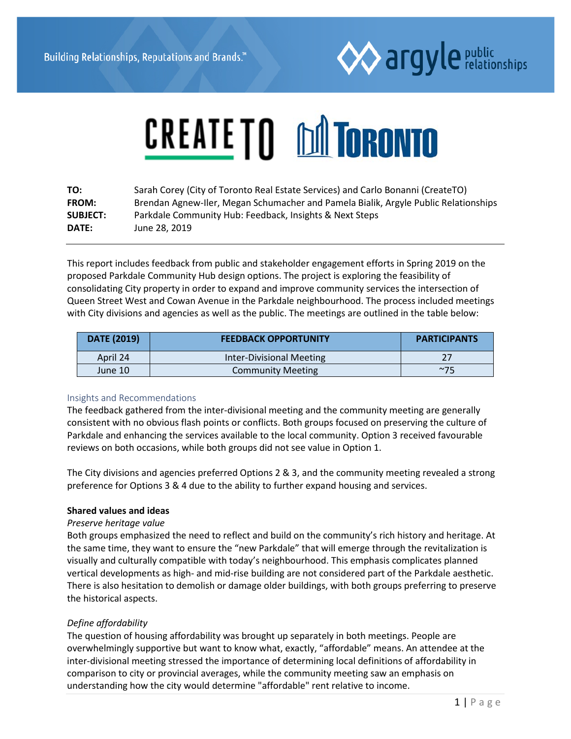Building Relationships, Reputations and Brands.™

argyle public relationships

CREATE TO | TORONTO

| | |
|---|---|
| **TO:** | Sarah Corey (City of Toronto Real Estate Services) and Carlo Bonanni (CreateTO) |
| **FROM:** | Brendan Agnew-Iler, Megan Schumacher and Pamela Bialik, Argyle Public Relationships |
| **SUBJECT:** | Parkdale Community Hub: Feedback, Insights & Next Steps |
| **DATE:** | June 28, 2019 |

This report includes feedback from public and stakeholder engagement efforts in Spring 2019 on the proposed Parkdale Community Hub design options. The project is exploring the feasibility of consolidating City property in order to expand and improve community services the intersection of Queen Street West and Cowan Avenue in the Parkdale neighbourhood. The process included meetings with City divisions and agencies as well as the public. The meetings are outlined in the table below:

| DATE (2019) | FEEDBACK OPPORTUNITY | PARTICIPANTS |
|---|---|---|
| April 24 | Inter-Divisional Meeting | 27 |
| June 10 | Community Meeting | ~75 |

## Insights and Recommendations

The feedback gathered from the inter-divisional meeting and the community meeting are generally consistent with no obvious flash points or conflicts. Both groups focused on preserving the culture of Parkdale and enhancing the services available to the local community. Option 3 received favourable reviews on both occasions, while both groups did not see value in Option 1.

The City divisions and agencies preferred Options 2 & 3, and the community meeting revealed a strong preference for Options 3 & 4 due to the ability to further expand housing and services.

**Shared values and ideas**

*Preserve heritage value*

Both groups emphasized the need to reflect and build on the community's rich history and heritage. At the same time, they want to ensure the "new Parkdale" that will emerge through the revitalization is visually and culturally compatible with today's neighbourhood. This emphasis complicates planned vertical developments as high- and mid-rise building are not considered part of the Parkdale aesthetic. There is also hesitation to demolish or damage older buildings, with both groups preferring to preserve the historical aspects.

*Define affordability*

The question of housing affordability was brought up separately in both meetings. People are overwhelmingly supportive but want to know what, exactly, "affordable" means. An attendee at the inter-divisional meeting stressed the importance of determining local definitions of affordability in comparison to city or provincial averages, while the community meeting saw an emphasis on understanding how the city would determine "affordable" rent relative to income.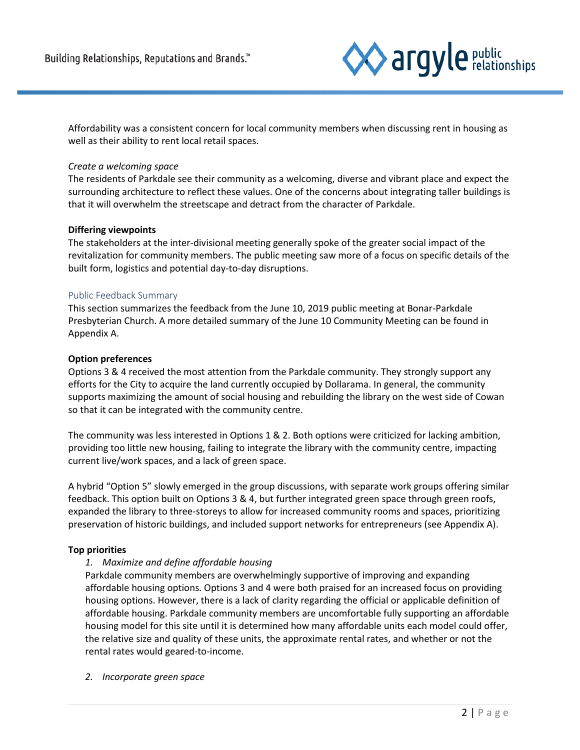Affordability was a consistent concern for local community members when discussing rent in housing as well as their ability to rent local retail spaces.

*Create a welcoming space*
The residents of Parkdale see their community as a welcoming, diverse and vibrant place and expect the surrounding architecture to reflect these values. One of the concerns about integrating taller buildings is that it will overwhelm the streetscape and detract from the character of Parkdale.

**Differing viewpoints**
The stakeholders at the inter-divisional meeting generally spoke of the greater social impact of the revitalization for community members. The public meeting saw more of a focus on specific details of the built form, logistics and potential day-to-day disruptions.

## Public Feedback Summary

This section summarizes the feedback from the June 10, 2019 public meeting at Bonar-Parkdale Presbyterian Church. A more detailed summary of the June 10 Community Meeting can be found in Appendix A.

**Option preferences**
Options 3 & 4 received the most attention from the Parkdale community. They strongly support any efforts for the City to acquire the land currently occupied by Dollarama. In general, the community supports maximizing the amount of social housing and rebuilding the library on the west side of Cowan so that it can be integrated with the community centre.

The community was less interested in Options 1 & 2. Both options were criticized for lacking ambition, providing too little new housing, failing to integrate the library with the community centre, impacting current live/work spaces, and a lack of green space.

A hybrid "Option 5" slowly emerged in the group discussions, with separate work groups offering similar feedback. This option built on Options 3 & 4, but further integrated green space through green roofs, expanded the library to three-storeys to allow for increased community rooms and spaces, prioritizing preservation of historic buildings, and included support networks for entrepreneurs (see Appendix A).

**Top priorities**

1. *Maximize and define affordable housing*
   Parkdale community members are overwhelmingly supportive of improving and expanding affordable housing options. Options 3 and 4 were both praised for an increased focus on providing housing options. However, there is a lack of clarity regarding the official or applicable definition of affordable housing. Parkdale community members are uncomfortable fully supporting an affordable housing model for this site until it is determined how many affordable units each model could offer, the relative size and quality of these units, the approximate rental rates, and whether or not the rental rates would geared-to-income.

2. *Incorporate green space*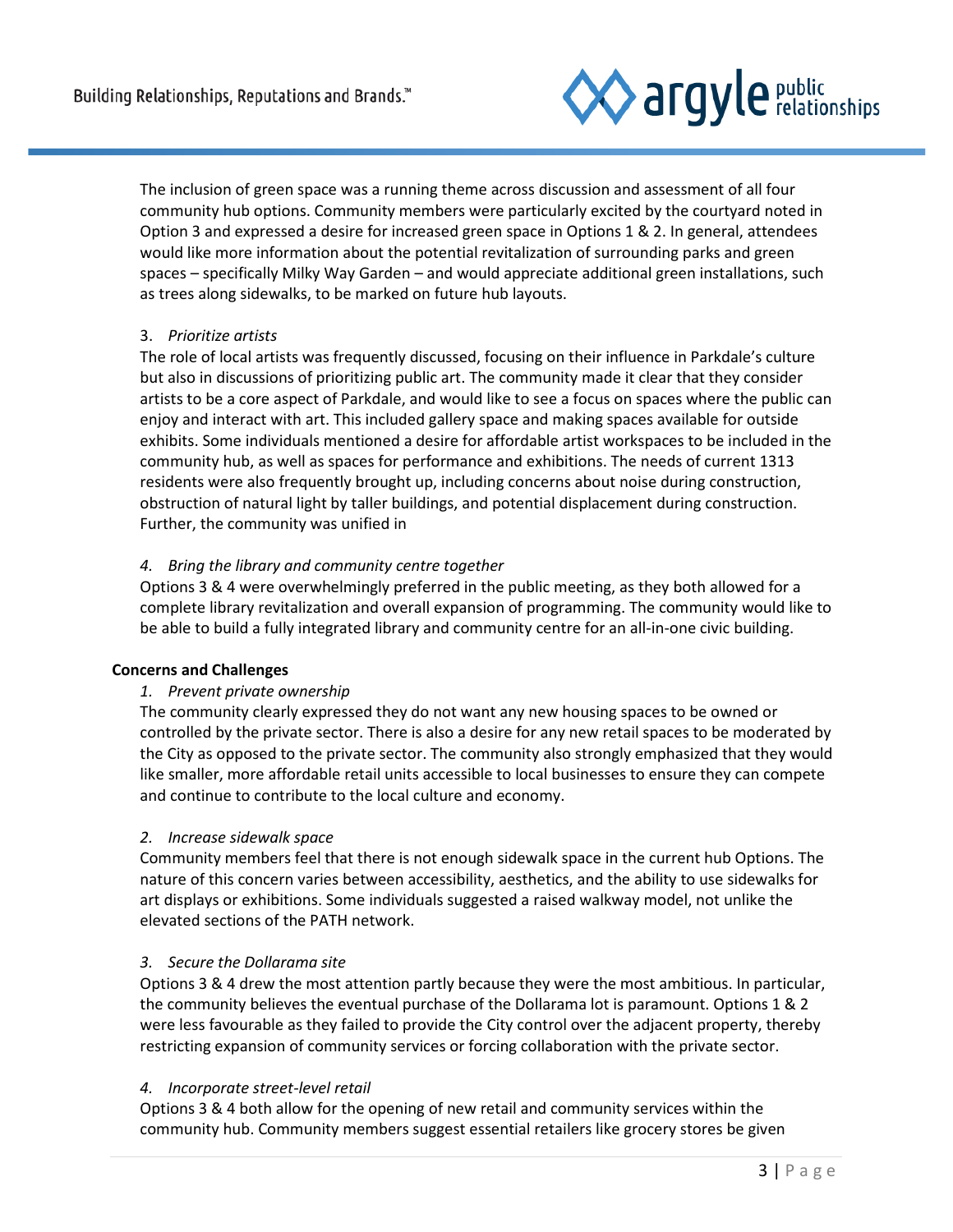The inclusion of green space was a running theme across discussion and assessment of all four community hub options. Community members were particularly excited by the courtyard noted in Option 3 and expressed a desire for increased green space in Options 1 & 2. In general, attendees would like more information about the potential revitalization of surrounding parks and green spaces – specifically Milky Way Garden – and would appreciate additional green installations, such as trees along sidewalks, to be marked on future hub layouts.

3. *Prioritize artists*

The role of local artists was frequently discussed, focusing on their influence in Parkdale's culture but also in discussions of prioritizing public art. The community made it clear that they consider artists to be a core aspect of Parkdale, and would like to see a focus on spaces where the public can enjoy and interact with art. This included gallery space and making spaces available for outside exhibits. Some individuals mentioned a desire for affordable artist workspaces to be included in the community hub, as well as spaces for performance and exhibitions. The needs of current 1313 residents were also frequently brought up, including concerns about noise during construction, obstruction of natural light by taller buildings, and potential displacement during construction. Further, the community was unified in

4. *Bring the library and community centre together*

Options 3 & 4 were overwhelmingly preferred in the public meeting, as they both allowed for a complete library revitalization and overall expansion of programming. The community would like to be able to build a fully integrated library and community centre for an all-in-one civic building.

**Concerns and Challenges**

1. *Prevent private ownership*

The community clearly expressed they do not want any new housing spaces to be owned or controlled by the private sector. There is also a desire for any new retail spaces to be moderated by the City as opposed to the private sector. The community also strongly emphasized that they would like smaller, more affordable retail units accessible to local businesses to ensure they can compete and continue to contribute to the local culture and economy.

2. *Increase sidewalk space*

Community members feel that there is not enough sidewalk space in the current hub Options. The nature of this concern varies between accessibility, aesthetics, and the ability to use sidewalks for art displays or exhibitions. Some individuals suggested a raised walkway model, not unlike the elevated sections of the PATH network.

3. *Secure the Dollarama site*

Options 3 & 4 drew the most attention partly because they were the most ambitious. In particular, the community believes the eventual purchase of the Dollarama lot is paramount. Options 1 & 2 were less favourable as they failed to provide the City control over the adjacent property, thereby restricting expansion of community services or forcing collaboration with the private sector.

4. *Incorporate street-level retail*

Options 3 & 4 both allow for the opening of new retail and community services within the community hub. Community members suggest essential retailers like grocery stores be given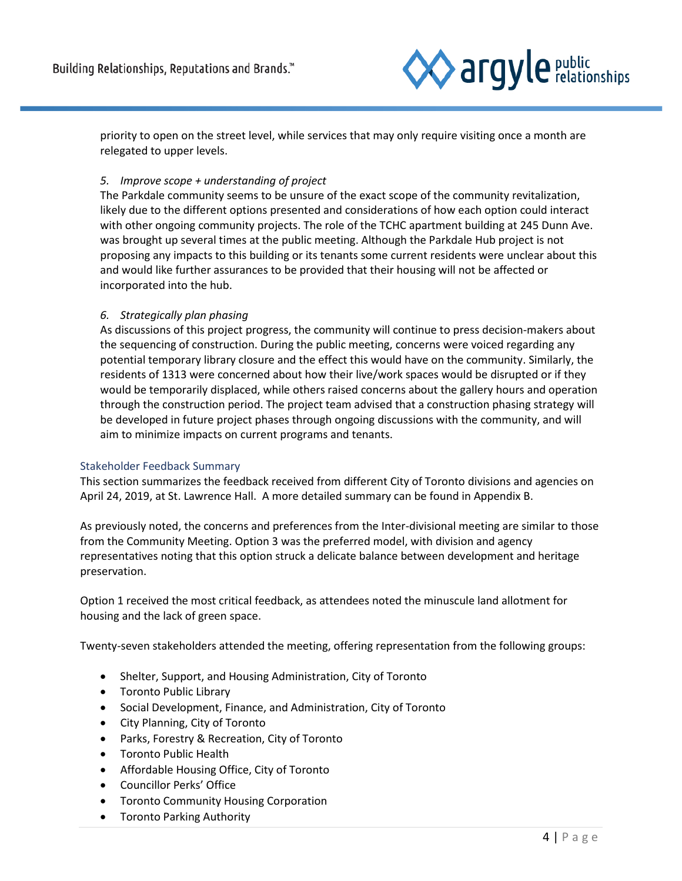priority to open on the street level, while services that may only require visiting once a month are relegated to upper levels.

*5. Improve scope + understanding of project*

The Parkdale community seems to be unsure of the exact scope of the community revitalization, likely due to the different options presented and considerations of how each option could interact with other ongoing community projects. The role of the TCHC apartment building at 245 Dunn Ave. was brought up several times at the public meeting. Although the Parkdale Hub project is not proposing any impacts to this building or its tenants some current residents were unclear about this and would like further assurances to be provided that their housing will not be affected or incorporated into the hub.

*6. Strategically plan phasing*

As discussions of this project progress, the community will continue to press decision-makers about the sequencing of construction. During the public meeting, concerns were voiced regarding any potential temporary library closure and the effect this would have on the community. Similarly, the residents of 1313 were concerned about how their live/work spaces would be disrupted or if they would be temporarily displaced, while others raised concerns about the gallery hours and operation through the construction period. The project team advised that a construction phasing strategy will be developed in future project phases through ongoing discussions with the community, and will aim to minimize impacts on current programs and tenants.

## Stakeholder Feedback Summary

This section summarizes the feedback received from different City of Toronto divisions and agencies on April 24, 2019, at St. Lawrence Hall. A more detailed summary can be found in Appendix B.

As previously noted, the concerns and preferences from the Inter-divisional meeting are similar to those from the Community Meeting. Option 3 was the preferred model, with division and agency representatives noting that this option struck a delicate balance between development and heritage preservation.

Option 1 received the most critical feedback, as attendees noted the minuscule land allotment for housing and the lack of green space.

Twenty-seven stakeholders attended the meeting, offering representation from the following groups:

- Shelter, Support, and Housing Administration, City of Toronto
- Toronto Public Library
- Social Development, Finance, and Administration, City of Toronto
- City Planning, City of Toronto
- Parks, Forestry & Recreation, City of Toronto
- Toronto Public Health
- Affordable Housing Office, City of Toronto
- Councillor Perks' Office
- Toronto Community Housing Corporation
- Toronto Parking Authority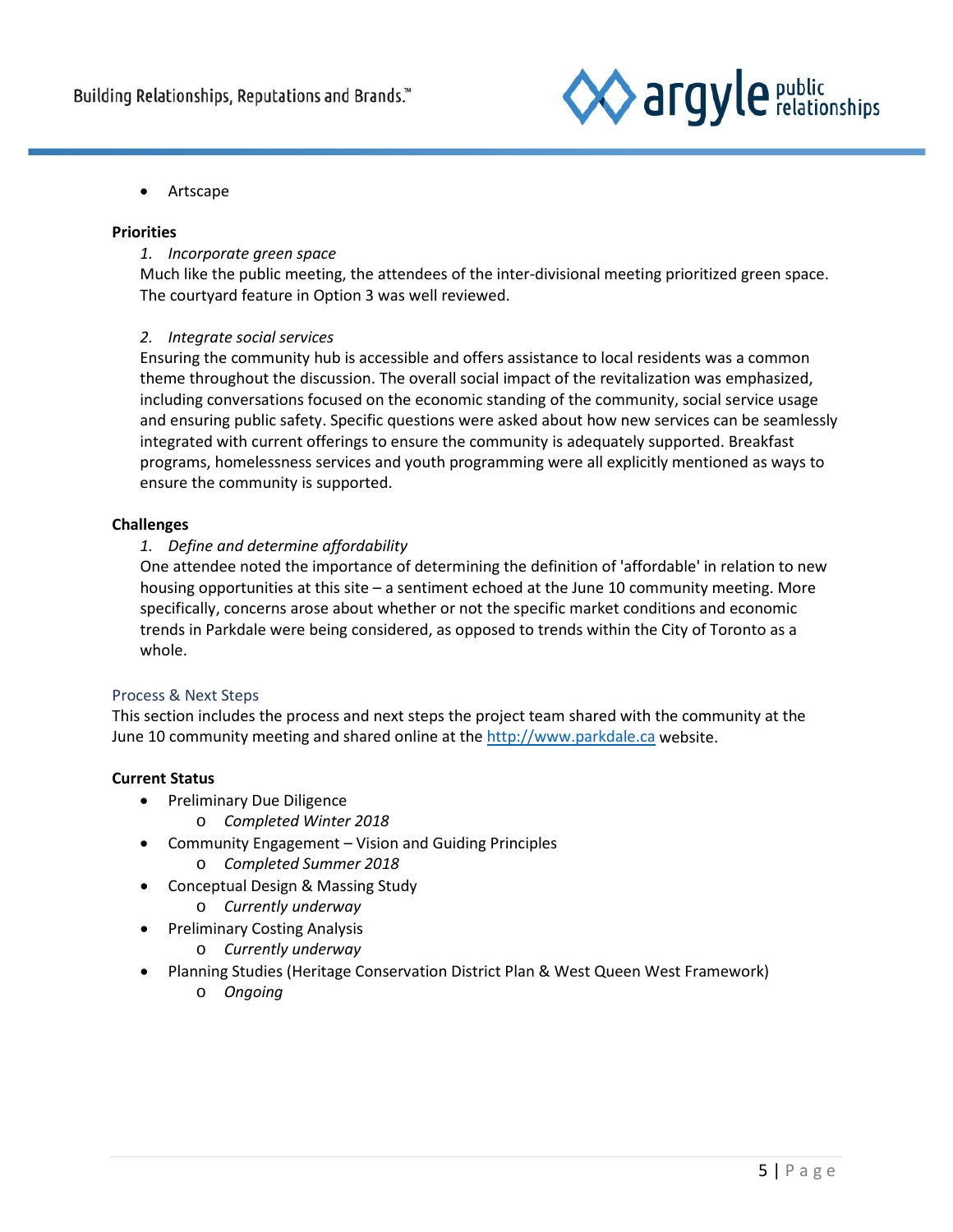- Artscape

**Priorities**

1. *Incorporate green space*

Much like the public meeting, the attendees of the inter-divisional meeting prioritized green space. The courtyard feature in Option 3 was well reviewed.

2. *Integrate social services*

Ensuring the community hub is accessible and offers assistance to local residents was a common theme throughout the discussion. The overall social impact of the revitalization was emphasized, including conversations focused on the economic standing of the community, social service usage and ensuring public safety. Specific questions were asked about how new services can be seamlessly integrated with current offerings to ensure the community is adequately supported. Breakfast programs, homelessness services and youth programming were all explicitly mentioned as ways to ensure the community is supported.

**Challenges**

1. *Define and determine affordability*

One attendee noted the importance of determining the definition of 'affordable' in relation to new housing opportunities at this site – a sentiment echoed at the June 10 community meeting. More specifically, concerns arose about whether or not the specific market conditions and economic trends in Parkdale were being considered, as opposed to trends within the City of Toronto as a whole.

## Process & Next Steps

This section includes the process and next steps the project team shared with the community at the June 10 community meeting and shared online at the http://www.parkdale.ca website.

**Current Status**

- Preliminary Due Diligence
  - *Completed Winter 2018*
- Community Engagement – Vision and Guiding Principles
  - *Completed Summer 2018*
- Conceptual Design & Massing Study
  - *Currently underway*
- Preliminary Costing Analysis
  - *Currently underway*
- Planning Studies (Heritage Conservation District Plan & West Queen West Framework)
  - *Ongoing*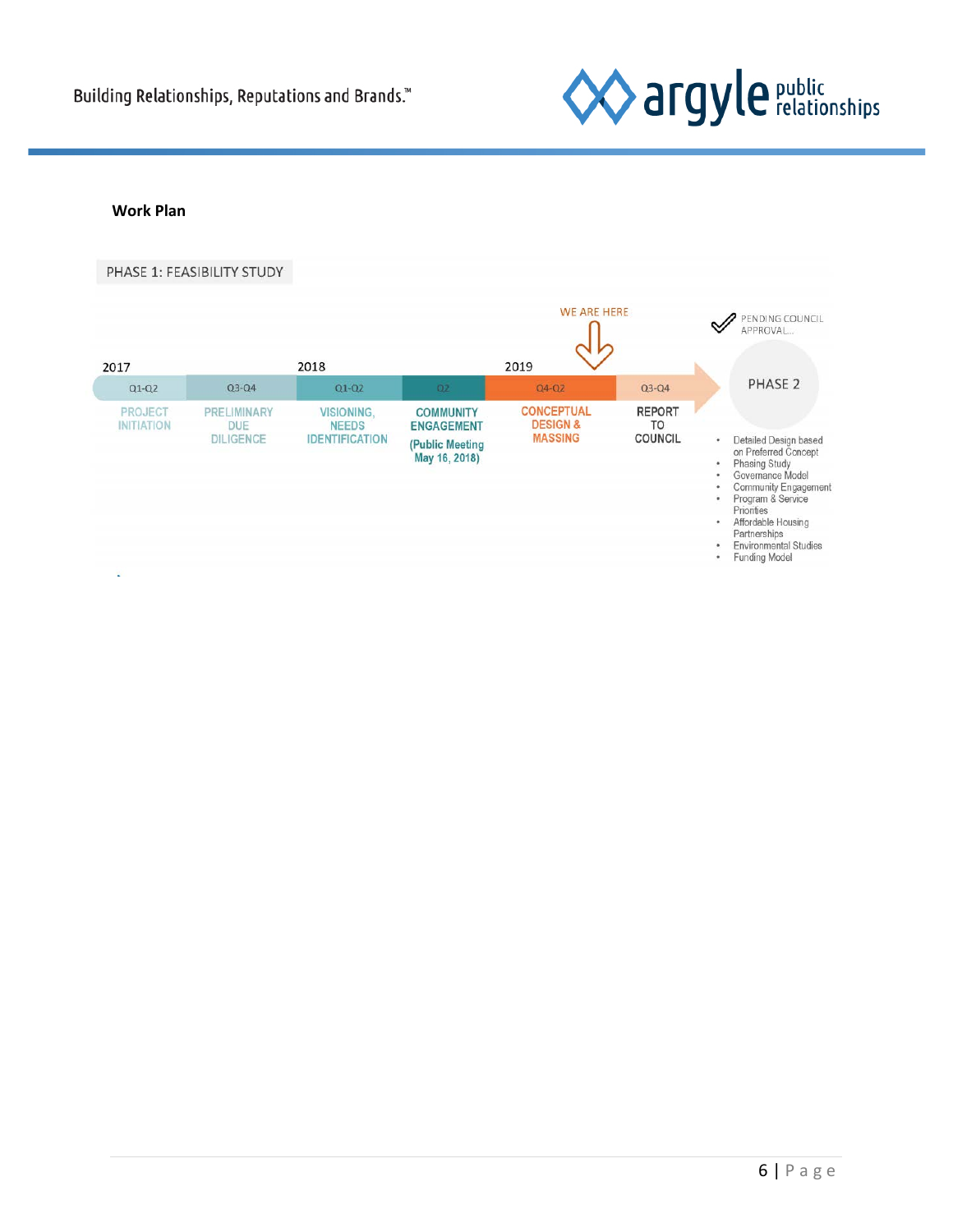**Work Plan**

PHASE 1: FEASIBILITY STUDY

WE ARE HERE

PENDING COUNCIL APPROVAL...

2017

Q1-Q2
PROJECT INITIATION

Q3-Q4
PRELIMINARY DUE DILIGENCE

2018

Q1-Q2
VISIONING, NEEDS IDENTIFICATION

Q2
COMMUNITY ENGAGEMENT (Public Meeting May 16, 2018)

2019

Q4-Q2
CONCEPTUAL DESIGN & MASSING

Q3-Q4
REPORT TO COUNCIL

PHASE 2

- Detailed Design based on Preferred Concept
- Phasing Study
- Governance Model
- Community Engagement
- Program & Service Priorities
- Affordable Housing Partnerships
- Environmental Studies
- Funding Model